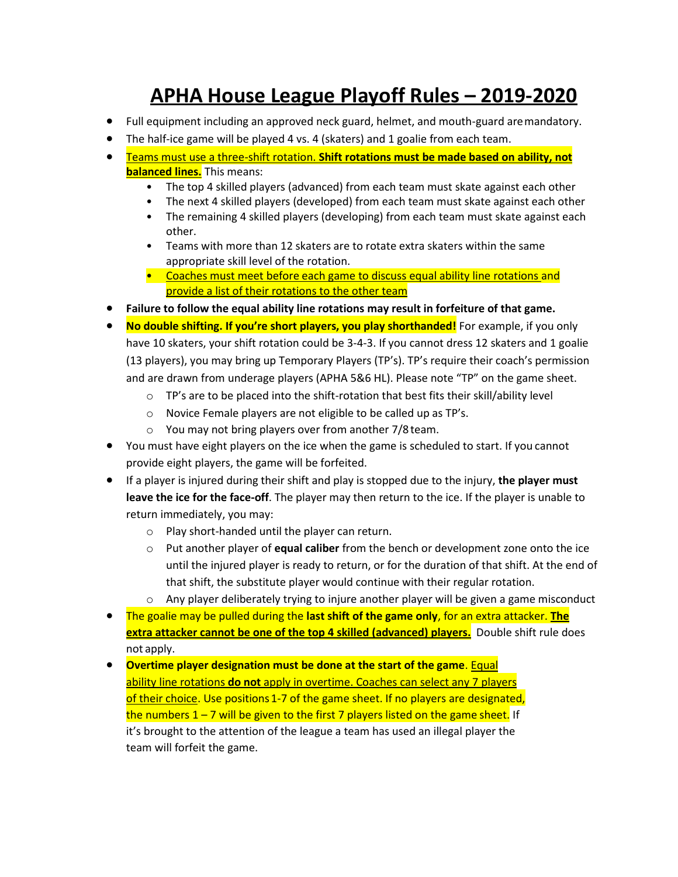# APHA House League Playoff Rules – 2019-2020

- Full equipment including an approved neck guard, helmet, and mouth-guard are mandatory.
- The half-ice game will be played 4 vs. 4 (skaters) and 1 goalie from each team.
- Teams must use a three-shift rotation. **Shift rotations must be made based on ability, not balanced lines.** This means:
    - The top 4 skilled players (advanced) from each team must skate against each other
    - The next 4 skilled players (developed) from each team must skate against each other
    - The remaining 4 skilled players (developing) from each team must skate against each other.
    - Teams with more than 12 skaters are to rotate extra skaters within the same appropriate skill level of the rotation.
    - Coaches must meet before each game to discuss equal ability line rotations and provide a list of their rotations to the other team
- **Failure to follow the equal ability line rotations may result in forfeiture of that game.**
- **No double shifting. If you're short players, you play shorthanded!** For example, if you only have 10 skaters, your shift rotation could be 3-4-3. If you cannot dress 12 skaters and 1 goalie (13 players), you may bring up Temporary Players (TP's). TP's require their coach's permission and are drawn from underage players (APHA 5&6 HL). Please note "TP" on the game sheet.
    - TP's are to be placed into the shift-rotation that best fits their skill/ability level
    - Novice Female players are not eligible to be called up as TP's.
    - You may not bring players over from another 7/8 team.
- You must have eight players on the ice when the game is scheduled to start. If you cannot provide eight players, the game will be forfeited.
- If a player is injured during their shift and play is stopped due to the injury, **the player must leave the ice for the face-off**. The player may then return to the ice. If the player is unable to return immediately, you may:
    - Play short-handed until the player can return.
    - Put another player of **equal caliber** from the bench or development zone onto the ice until the injured player is ready to return, or for the duration of that shift. At the end of that shift, the substitute player would continue with their regular rotation.
    - Any player deliberately trying to injure another player will be given a game misconduct
- The goalie may be pulled during the **last shift of the game only**, for an extra attacker. **The extra attacker cannot be one of the top 4 skilled (advanced) players.** Double shift rule does not apply.
- **Overtime player designation must be done at the start of the game**. Equal ability line rotations **do not** apply in overtime. Coaches can select any 7 players of their choice. Use positions 1-7 of the game sheet. If no players are designated, the numbers 1 – 7 will be given to the first 7 players listed on the game sheet. If it's brought to the attention of the league a team has used an illegal player the team will forfeit the game.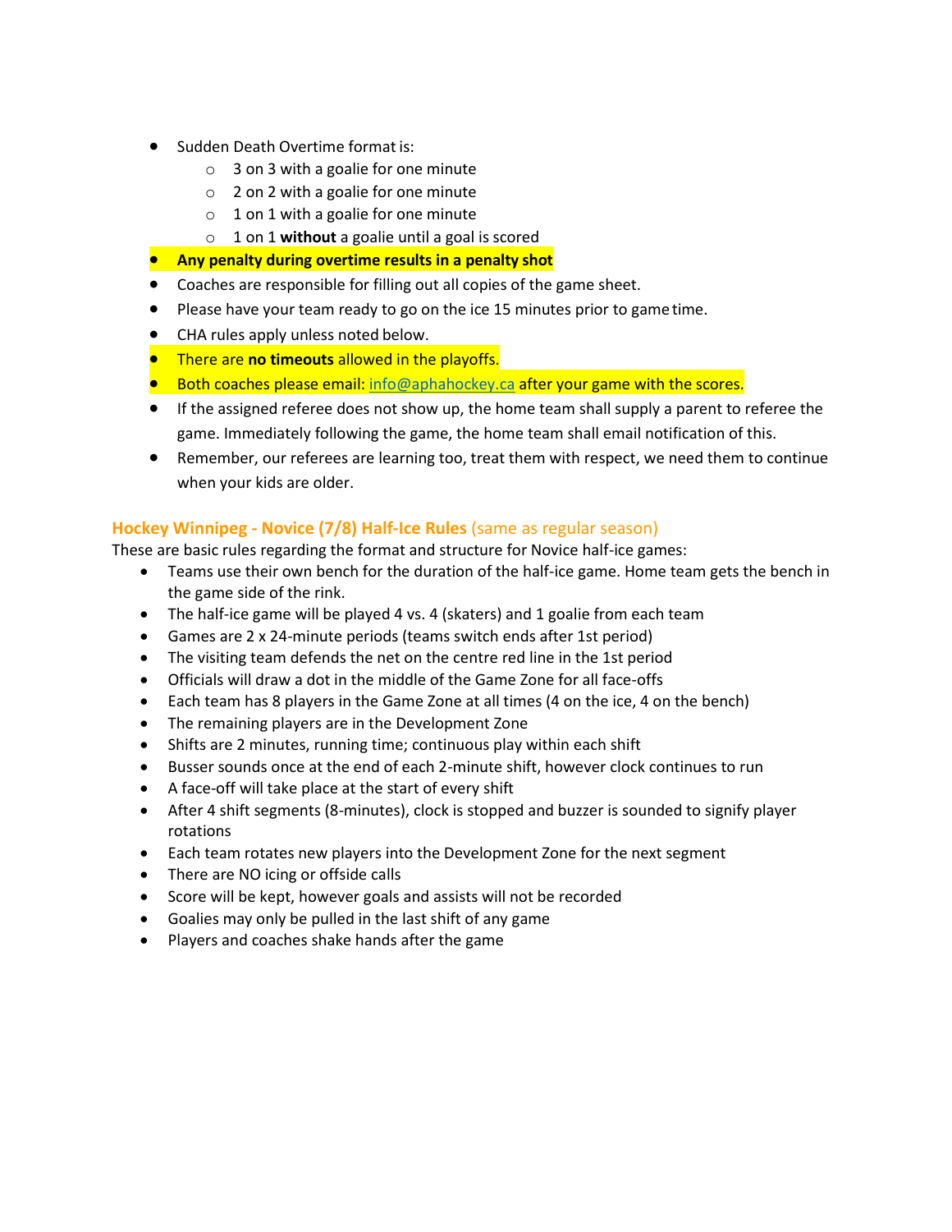- Sudden Death Overtime format is:
  - 3 on 3 with a goalie for one minute
  - 2 on 2 with a goalie for one minute
  - 1 on 1 with a goalie for one minute
  - 1 on 1 **without** a goalie until a goal is scored
- **Any penalty during overtime results in a penalty shot**
- Coaches are responsible for filling out all copies of the game sheet.
- Please have your team ready to go on the ice 15 minutes prior to game time.
- CHA rules apply unless noted below.
- There are **no timeouts** allowed in the playoffs.
- Both coaches please email: info@aphahockey.ca after your game with the scores.
- If the assigned referee does not show up, the home team shall supply a parent to referee the game. Immediately following the game, the home team shall email notification of this.
- Remember, our referees are learning too, treat them with respect, we need them to continue when your kids are older.

### Hockey Winnipeg - Novice (7/8) Half-Ice Rules (same as regular season)

These are basic rules regarding the format and structure for Novice half-ice games:

- Teams use their own bench for the duration of the half-ice game. Home team gets the bench in the game side of the rink.
- The half-ice game will be played 4 vs. 4 (skaters) and 1 goalie from each team
- Games are 2 x 24-minute periods (teams switch ends after 1st period)
- The visiting team defends the net on the centre red line in the 1st period
- Officials will draw a dot in the middle of the Game Zone for all face-offs
- Each team has 8 players in the Game Zone at all times (4 on the ice, 4 on the bench)
- The remaining players are in the Development Zone
- Shifts are 2 minutes, running time; continuous play within each shift
- Busser sounds once at the end of each 2-minute shift, however clock continues to run
- A face-off will take place at the start of every shift
- After 4 shift segments (8-minutes), clock is stopped and buzzer is sounded to signify player rotations
- Each team rotates new players into the Development Zone for the next segment
- There are NO icing or offside calls
- Score will be kept, however goals and assists will not be recorded
- Goalies may only be pulled in the last shift of any game
- Players and coaches shake hands after the game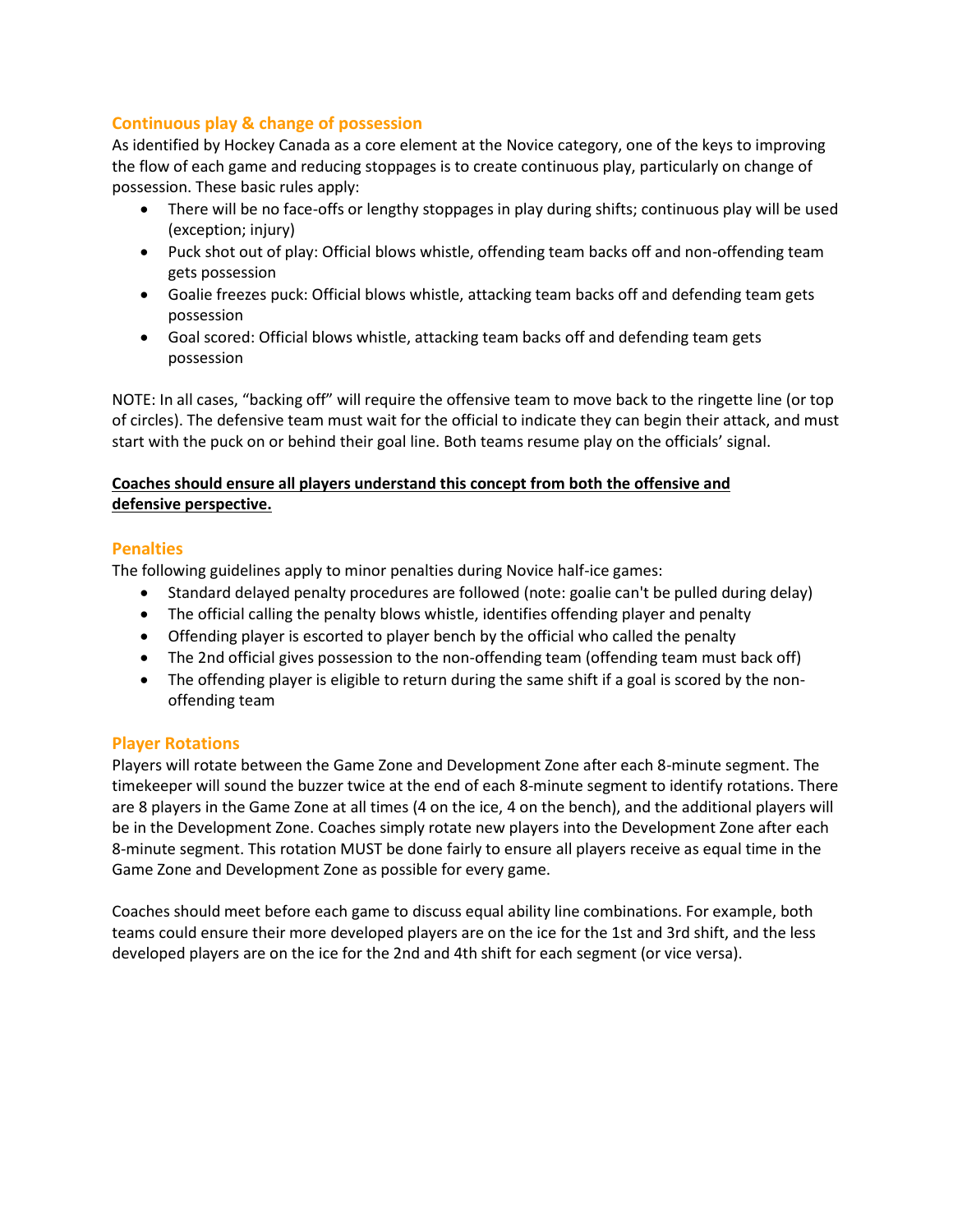## Continuous play & change of possession

As identified by Hockey Canada as a core element at the Novice category, one of the keys to improving the flow of each game and reducing stoppages is to create continuous play, particularly on change of possession. These basic rules apply:

- There will be no face-offs or lengthy stoppages in play during shifts; continuous play will be used (exception; injury)
- Puck shot out of play: Official blows whistle, offending team backs off and non-offending team gets possession
- Goalie freezes puck: Official blows whistle, attacking team backs off and defending team gets possession
- Goal scored: Official blows whistle, attacking team backs off and defending team gets possession

NOTE: In all cases, "backing off" will require the offensive team to move back to the ringette line (or top of circles). The defensive team must wait for the official to indicate they can begin their attack, and must start with the puck on or behind their goal line. Both teams resume play on the officials' signal.

**Coaches should ensure all players understand this concept from both the offensive and defensive perspective.**

## Penalties

The following guidelines apply to minor penalties during Novice half-ice games:

- Standard delayed penalty procedures are followed (note: goalie can't be pulled during delay)
- The official calling the penalty blows whistle, identifies offending player and penalty
- Offending player is escorted to player bench by the official who called the penalty
- The 2nd official gives possession to the non-offending team (offending team must back off)
- The offending player is eligible to return during the same shift if a goal is scored by the non-offending team

## Player Rotations

Players will rotate between the Game Zone and Development Zone after each 8-minute segment. The timekeeper will sound the buzzer twice at the end of each 8-minute segment to identify rotations. There are 8 players in the Game Zone at all times (4 on the ice, 4 on the bench), and the additional players will be in the Development Zone. Coaches simply rotate new players into the Development Zone after each 8-minute segment. This rotation MUST be done fairly to ensure all players receive as equal time in the Game Zone and Development Zone as possible for every game.

Coaches should meet before each game to discuss equal ability line combinations. For example, both teams could ensure their more developed players are on the ice for the 1st and 3rd shift, and the less developed players are on the ice for the 2nd and 4th shift for each segment (or vice versa).